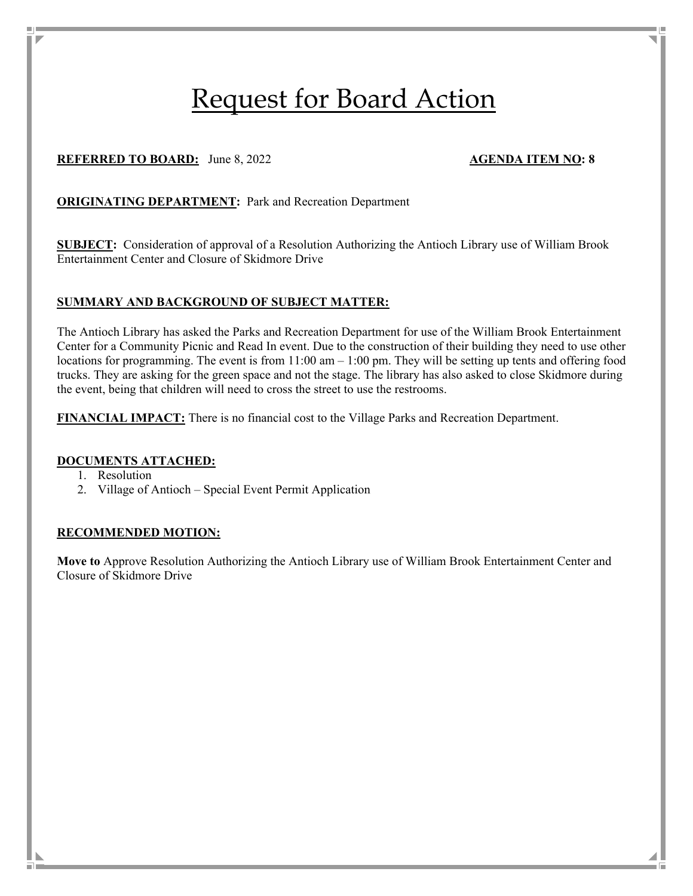# Request for Board Action

**REFERRED TO BOARD:** June 8, 2022 **AGENDA ITEM NO: 8**

**ORIGINATING DEPARTMENT:** Park and Recreation Department

**SUBJECT:** Consideration of approval of a Resolution Authorizing the Antioch Library use of William Brook Entertainment Center and Closure of Skidmore Drive

**SUMMARY AND BACKGROUND OF SUBJECT MATTER:**

The Antioch Library has asked the Parks and Recreation Department for use of the William Brook Entertainment Center for a Community Picnic and Read In event. Due to the construction of their building they need to use other locations for programming. The event is from 11:00 am – 1:00 pm. They will be setting up tents and offering food trucks. They are asking for the green space and not the stage. The library has also asked to close Skidmore during the event, being that children will need to cross the street to use the restrooms.

**FINANCIAL IMPACT:** There is no financial cost to the Village Parks and Recreation Department.

**DOCUMENTS ATTACHED:**

1. Resolution
2. Village of Antioch – Special Event Permit Application

**RECOMMENDED MOTION:**

**Move to** Approve Resolution Authorizing the Antioch Library use of William Brook Entertainment Center and Closure of Skidmore Drive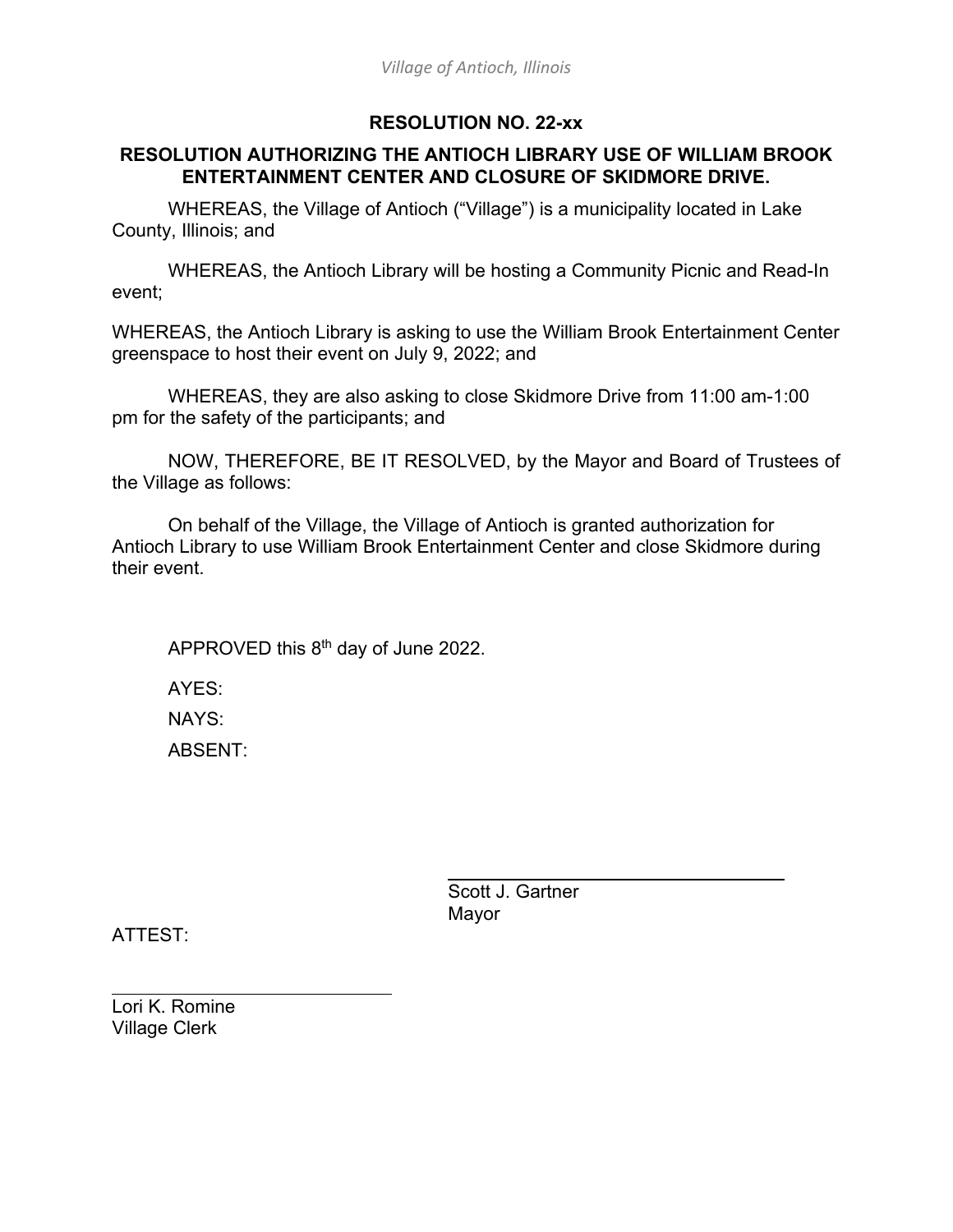*Village of Antioch, Illinois*

**RESOLUTION NO. 22-xx**

**RESOLUTION AUTHORIZING THE ANTIOCH LIBRARY USE OF WILLIAM BROOK ENTERTAINMENT CENTER AND CLOSURE OF SKIDMORE DRIVE.**

WHEREAS, the Village of Antioch ("Village") is a municipality located in Lake County, Illinois; and

WHEREAS, the Antioch Library will be hosting a Community Picnic and Read-In event;

WHEREAS, the Antioch Library is asking to use the William Brook Entertainment Center greenspace to host their event on July 9, 2022; and

WHEREAS, they are also asking to close Skidmore Drive from 11:00 am-1:00 pm for the safety of the participants; and

NOW, THEREFORE, BE IT RESOLVED, by the Mayor and Board of Trustees of the Village as follows:

On behalf of the Village, the Village of Antioch is granted authorization for Antioch Library to use William Brook Entertainment Center and close Skidmore during their event.

APPROVED this 8th day of June 2022.

AYES:

NAYS:

ABSENT:

\_\_\_\_\_\_\_\_\_\_\_\_\_\_\_\_\_\_\_\_\_\_\_\_\_\_\_\_\_\_\_\_
Scott J. Gartner
Mayor

ATTEST:

\_\_\_\_\_\_\_\_\_\_\_\_\_\_\_\_\_\_\_\_\_\_\_\_\_\_\_\_\_\_\_\_
Lori K. Romine
Village Clerk